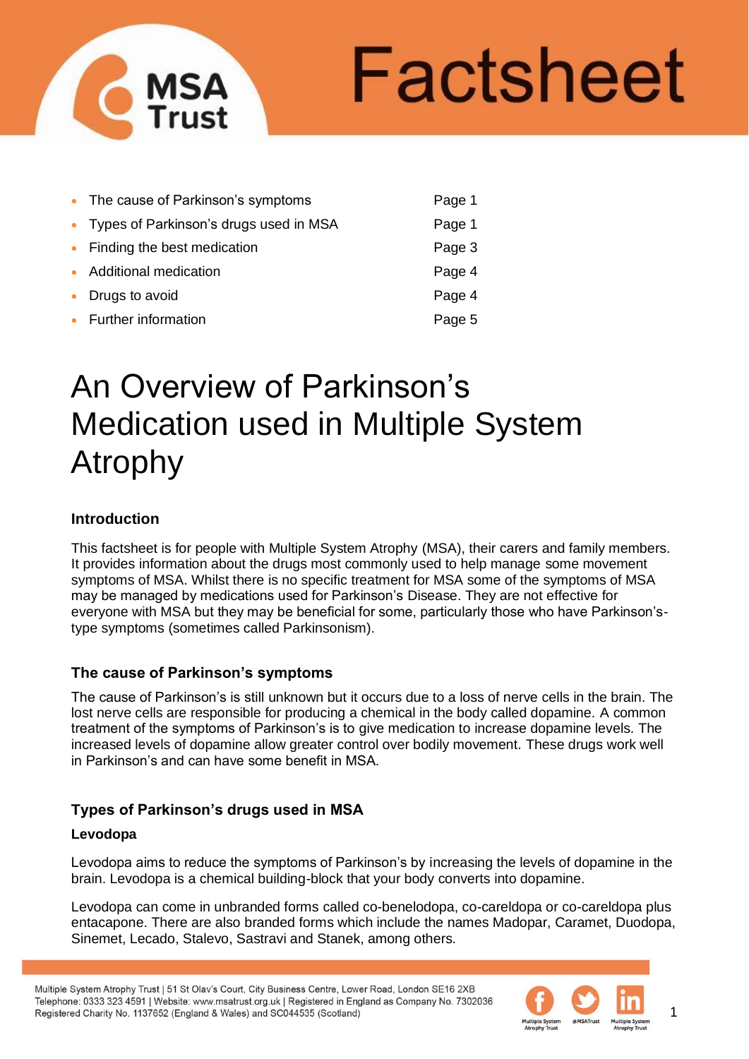# Factsheet

- The cause of Parkinson's symptoms — Page 1
- Types of Parkinson's drugs used in MSA — Page 1
- Finding the best medication — Page 3
- Additional medication — Page 4
- Drugs to avoid — Page 4
- Further information — Page 5

# An Overview of Parkinson's Medication used in Multiple System Atrophy

## Introduction

This factsheet is for people with Multiple System Atrophy (MSA), their carers and family members. It provides information about the drugs most commonly used to help manage some movement symptoms of MSA. Whilst there is no specific treatment for MSA some of the symptoms of MSA may be managed by medications used for Parkinson's Disease. They are not effective for everyone with MSA but they may be beneficial for some, particularly those who have Parkinson's-type symptoms (sometimes called Parkinsonism).

## The cause of Parkinson's symptoms

The cause of Parkinson's is still unknown but it occurs due to a loss of nerve cells in the brain. The lost nerve cells are responsible for producing a chemical in the body called dopamine. A common treatment of the symptoms of Parkinson's is to give medication to increase dopamine levels. The increased levels of dopamine allow greater control over bodily movement. These drugs work well in Parkinson's and can have some benefit in MSA.

## Types of Parkinson's drugs used in MSA

### Levodopa

Levodopa aims to reduce the symptoms of Parkinson's by increasing the levels of dopamine in the brain. Levodopa is a chemical building-block that your body converts into dopamine.

Levodopa can come in unbranded forms called co-benelodopa, co-careldopa or co-careldopa plus entacapone. There are also branded forms which include the names Madopar, Caramet, Duodopa, Sinemet, Lecado, Stalevo, Sastravi and Stanek, among others.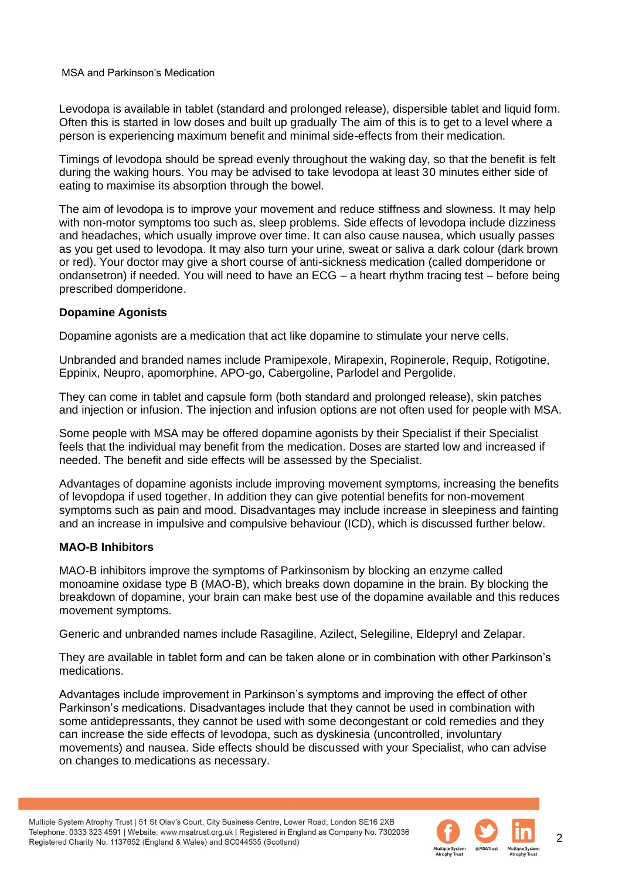Levodopa is available in tablet (standard and prolonged release), dispersible tablet and liquid form. Often this is started in low doses and built up gradually The aim of this is to get to a level where a person is experiencing maximum benefit and minimal side-effects from their medication.

Timings of levodopa should be spread evenly throughout the waking day, so that the benefit is felt during the waking hours. You may be advised to take levodopa at least 30 minutes either side of eating to maximise its absorption through the bowel.

The aim of levodopa is to improve your movement and reduce stiffness and slowness. It may help with non-motor symptoms too such as, sleep problems. Side effects of levodopa include dizziness and headaches, which usually improve over time. It can also cause nausea, which usually passes as you get used to levodopa. It may also turn your urine, sweat or saliva a dark colour (dark brown or red). Your doctor may give a short course of anti-sickness medication (called domperidone or ondansetron) if needed. You will need to have an ECG – a heart rhythm tracing test – before being prescribed domperidone.

**Dopamine Agonists**

Dopamine agonists are a medication that act like dopamine to stimulate your nerve cells.

Unbranded and branded names include Pramipexole, Mirapexin, Ropinerole, Requip, Rotigotine, Eppinix, Neupro, apomorphine, APO-go, Cabergoline, Parlodel and Pergolide.

They can come in tablet and capsule form (both standard and prolonged release), skin patches and injection or infusion. The injection and infusion options are not often used for people with MSA.

Some people with MSA may be offered dopamine agonists by their Specialist if their Specialist feels that the individual may benefit from the medication. Doses are started low and increased if needed. The benefit and side effects will be assessed by the Specialist.

Advantages of dopamine agonists include improving movement symptoms, increasing the benefits of levopdopa if used together. In addition they can give potential benefits for non-movement symptoms such as pain and mood. Disadvantages may include increase in sleepiness and fainting and an increase in impulsive and compulsive behaviour (ICD), which is discussed further below.

**MAO-B Inhibitors**

MAO-B inhibitors improve the symptoms of Parkinsonism by blocking an enzyme called monoamine oxidase type B (MAO-B), which breaks down dopamine in the brain. By blocking the breakdown of dopamine, your brain can make best use of the dopamine available and this reduces movement symptoms.

Generic and unbranded names include Rasagiline, Azilect, Selegiline, Eldepryl and Zelapar.

They are available in tablet form and can be taken alone or in combination with other Parkinson's medications.

Advantages include improvement in Parkinson's symptoms and improving the effect of other Parkinson's medications. Disadvantages include that they cannot be used in combination with some antidepressants, they cannot be used with some decongestant or cold remedies and they can increase the side effects of levodopa, such as dyskinesia (uncontrolled, involuntary movements) and nausea. Side effects should be discussed with your Specialist, who can advise on changes to medications as necessary.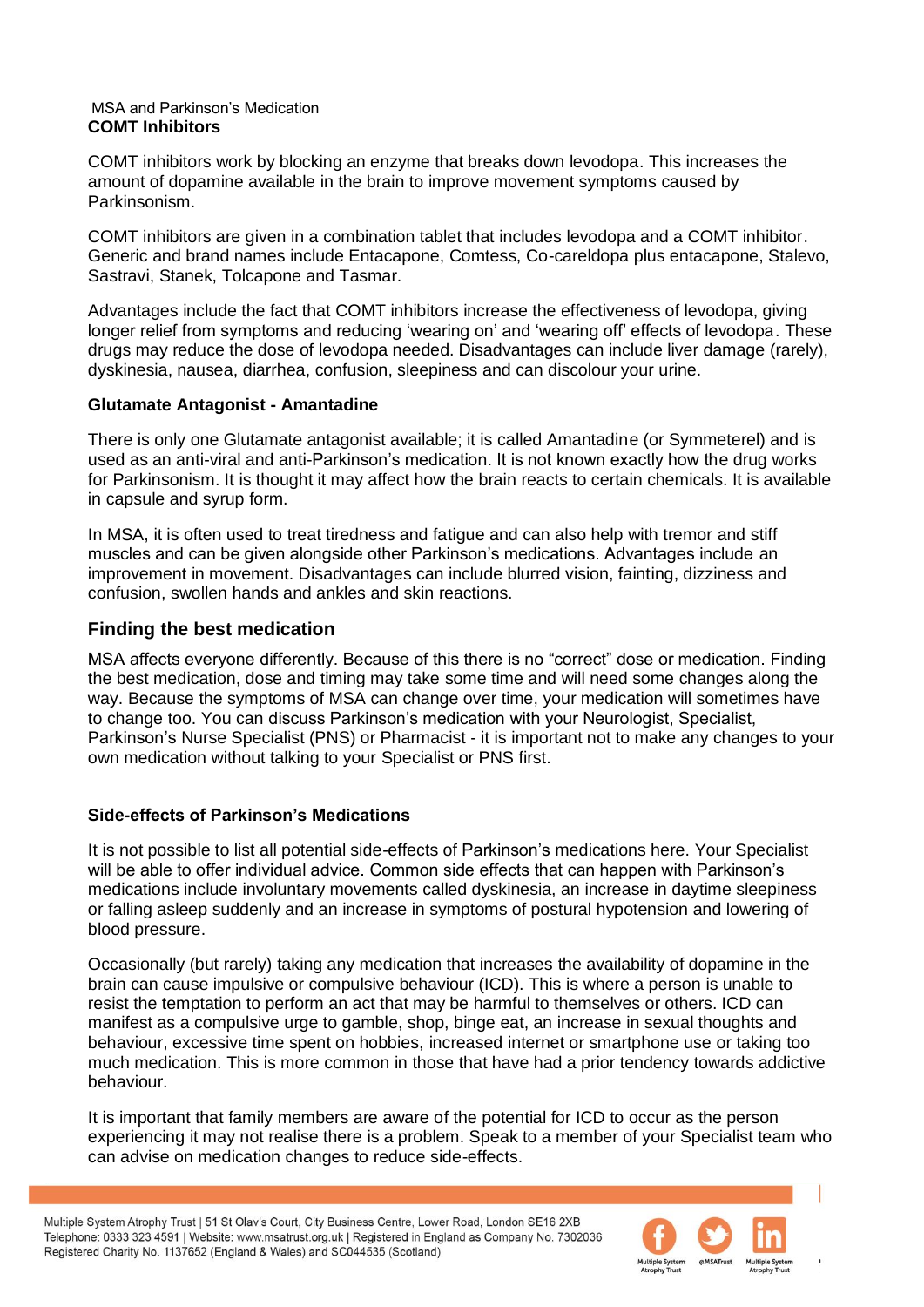MSA and Parkinson's Medication

**COMT Inhibitors**

COMT inhibitors work by blocking an enzyme that breaks down levodopa. This increases the amount of dopamine available in the brain to improve movement symptoms caused by Parkinsonism.

COMT inhibitors are given in a combination tablet that includes levodopa and a COMT inhibitor. Generic and brand names include Entacapone, Comtess, Co-careldopa plus entacapone, Stalevo, Sastravi, Stanek, Tolcapone and Tasmar.

Advantages include the fact that COMT inhibitors increase the effectiveness of levodopa, giving longer relief from symptoms and reducing 'wearing on' and 'wearing off' effects of levodopa. These drugs may reduce the dose of levodopa needed. Disadvantages can include liver damage (rarely), dyskinesia, nausea, diarrhea, confusion, sleepiness and can discolour your urine.

**Glutamate Antagonist - Amantadine**

There is only one Glutamate antagonist available; it is called Amantadine (or Symmeterel) and is used as an anti-viral and anti-Parkinson's medication. It is not known exactly how the drug works for Parkinsonism. It is thought it may affect how the brain reacts to certain chemicals. It is available in capsule and syrup form.

In MSA, it is often used to treat tiredness and fatigue and can also help with tremor and stiff muscles and can be given alongside other Parkinson's medications. Advantages include an improvement in movement. Disadvantages can include blurred vision, fainting, dizziness and confusion, swollen hands and ankles and skin reactions.

## Finding the best medication

MSA affects everyone differently. Because of this there is no "correct" dose or medication. Finding the best medication, dose and timing may take some time and will need some changes along the way. Because the symptoms of MSA can change over time, your medication will sometimes have to change too. You can discuss Parkinson's medication with your Neurologist, Specialist, Parkinson's Nurse Specialist (PNS) or Pharmacist - it is important not to make any changes to your own medication without talking to your Specialist or PNS first.

**Side-effects of Parkinson's Medications**

It is not possible to list all potential side-effects of Parkinson's medications here. Your Specialist will be able to offer individual advice. Common side effects that can happen with Parkinson's medications include involuntary movements called dyskinesia, an increase in daytime sleepiness or falling asleep suddenly and an increase in symptoms of postural hypotension and lowering of blood pressure.

Occasionally (but rarely) taking any medication that increases the availability of dopamine in the brain can cause impulsive or compulsive behaviour (ICD). This is where a person is unable to resist the temptation to perform an act that may be harmful to themselves or others. ICD can manifest as a compulsive urge to gamble, shop, binge eat, an increase in sexual thoughts and behaviour, excessive time spent on hobbies, increased internet or smartphone use or taking too much medication. This is more common in those that have had a prior tendency towards addictive behaviour.

It is important that family members are aware of the potential for ICD to occur as the person experiencing it may not realise there is a problem. Speak to a member of your Specialist team who can advise on medication changes to reduce side-effects.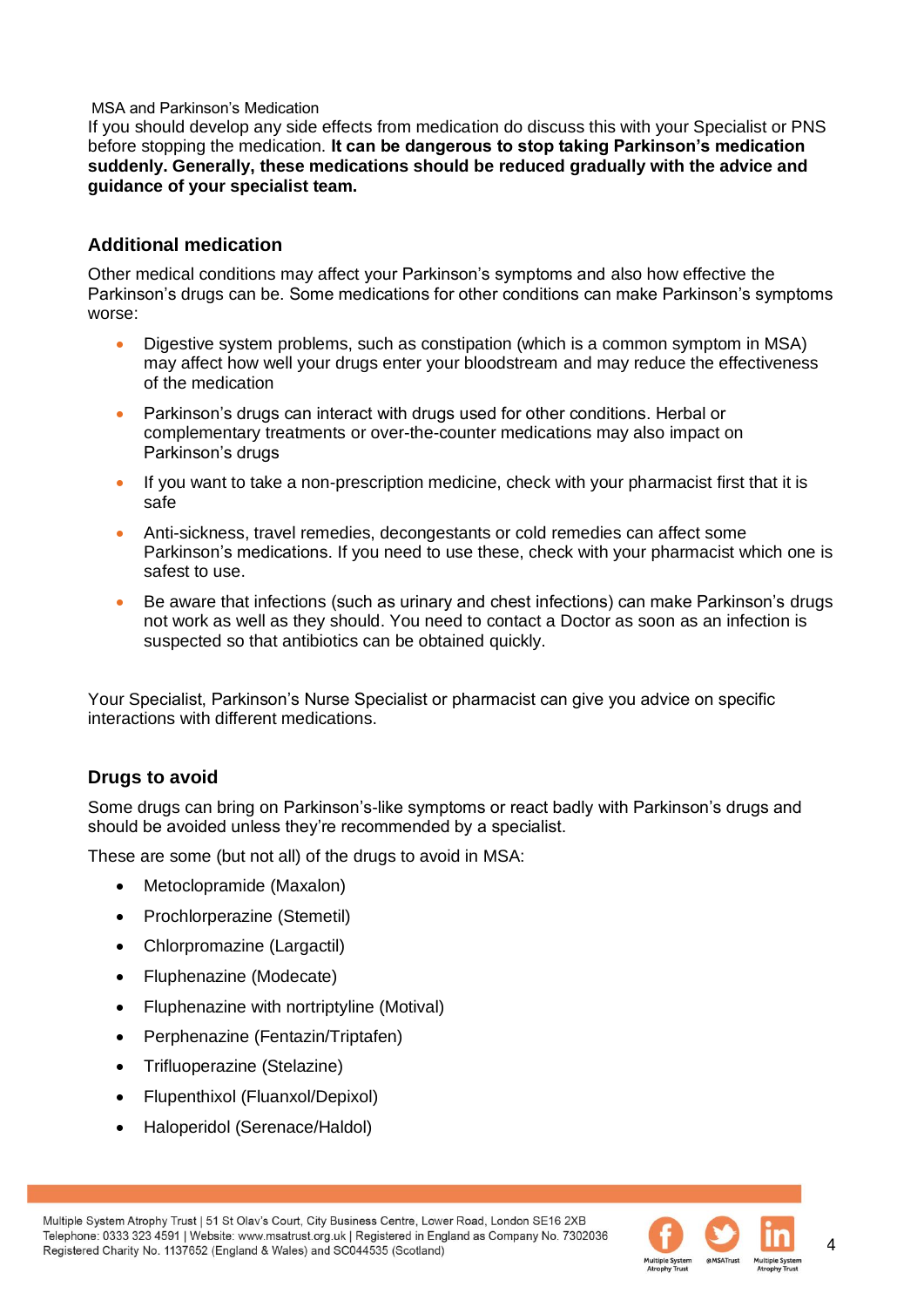MSA and Parkinson's Medication

If you should develop any side effects from medication do discuss this with your Specialist or PNS before stopping the medication. **It can be dangerous to stop taking Parkinson's medication suddenly. Generally, these medications should be reduced gradually with the advice and guidance of your specialist team.**

## Additional medication

Other medical conditions may affect your Parkinson's symptoms and also how effective the Parkinson's drugs can be. Some medications for other conditions can make Parkinson's symptoms worse:

- Digestive system problems, such as constipation (which is a common symptom in MSA) may affect how well your drugs enter your bloodstream and may reduce the effectiveness of the medication
- Parkinson's drugs can interact with drugs used for other conditions. Herbal or complementary treatments or over-the-counter medications may also impact on Parkinson's drugs
- If you want to take a non-prescription medicine, check with your pharmacist first that it is safe
- Anti-sickness, travel remedies, decongestants or cold remedies can affect some Parkinson's medications. If you need to use these, check with your pharmacist which one is safest to use.
- Be aware that infections (such as urinary and chest infections) can make Parkinson's drugs not work as well as they should. You need to contact a Doctor as soon as an infection is suspected so that antibiotics can be obtained quickly.

Your Specialist, Parkinson's Nurse Specialist or pharmacist can give you advice on specific interactions with different medications.

## Drugs to avoid

Some drugs can bring on Parkinson's-like symptoms or react badly with Parkinson's drugs and should be avoided unless they're recommended by a specialist.

These are some (but not all) of the drugs to avoid in MSA:

- Metoclopramide (Maxalon)
- Prochlorperazine (Stemetil)
- Chlorpromazine (Largactil)
- Fluphenazine (Modecate)
- Fluphenazine with nortriptyline (Motival)
- Perphenazine (Fentazin/Triptafen)
- Trifluoperazine (Stelazine)
- Flupenthixol (Fluanxol/Depixol)
- Haloperidol (Serenace/Haldol)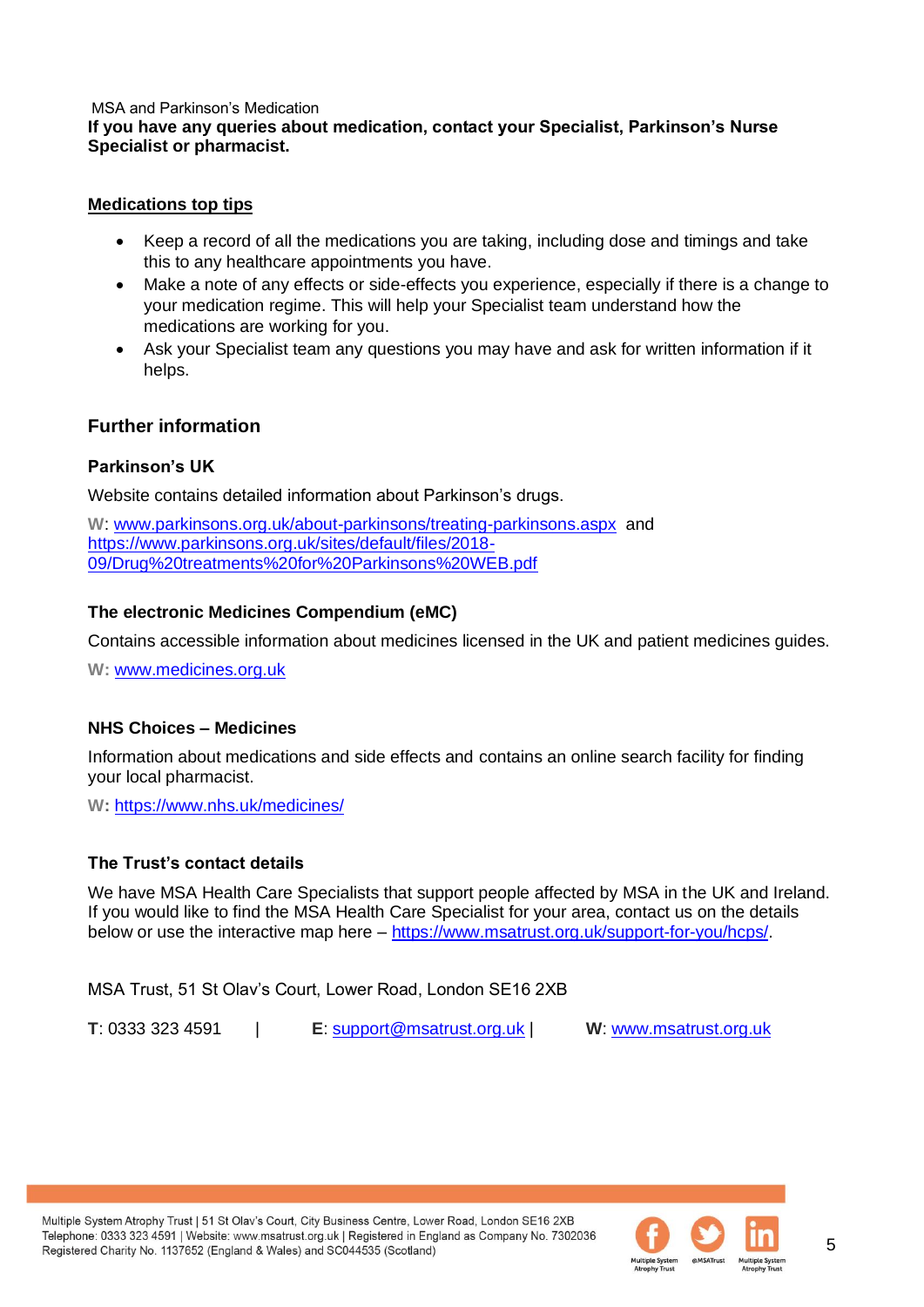**If you have any queries about medication, contact your Specialist, Parkinson's Nurse Specialist or pharmacist.**

**Medications top tips**

- Keep a record of all the medications you are taking, including dose and timings and take this to any healthcare appointments you have.
- Make a note of any effects or side-effects you experience, especially if there is a change to your medication regime. This will help your Specialist team understand how the medications are working for you.
- Ask your Specialist team any questions you may have and ask for written information if it helps.

## Further information

### Parkinson's UK

Website contains detailed information about Parkinson's drugs.

**W**: www.parkinsons.org.uk/about-parkinsons/treating-parkinsons.aspx and https://www.parkinsons.org.uk/sites/default/files/2018-09/Drug%20treatments%20for%20Parkinsons%20WEB.pdf

### The electronic Medicines Compendium (eMC)

Contains accessible information about medicines licensed in the UK and patient medicines guides.

**W:** www.medicines.org.uk

### NHS Choices – Medicines

Information about medications and side effects and contains an online search facility for finding your local pharmacist.

**W:** https://www.nhs.uk/medicines/

### The Trust's contact details

We have MSA Health Care Specialists that support people affected by MSA in the UK and Ireland. If you would like to find the MSA Health Care Specialist for your area, contact us on the details below or use the interactive map here – https://www.msatrust.org.uk/support-for-you/hcps/.

MSA Trust, 51 St Olav's Court, Lower Road, London SE16 2XB

**T**: 0333 323 4591 | **E**: support@msatrust.org.uk | **W**: www.msatrust.org.uk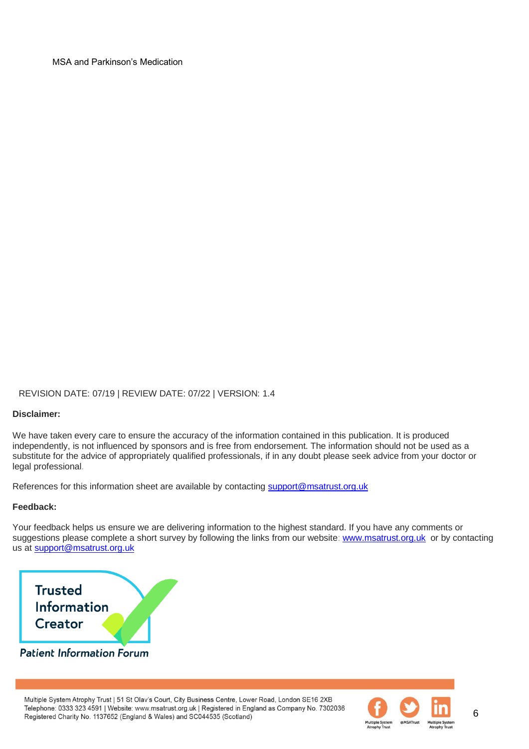REVISION DATE: 07/19 | REVIEW DATE: 07/22 | VERSION: 1.4

**Disclaimer:**

We have taken every care to ensure the accuracy of the information contained in this publication. It is produced independently, is not influenced by sponsors and is free from endorsement. The information should not be used as a substitute for the advice of appropriately qualified professionals, if in any doubt please seek advice from your doctor or legal professional.

References for this information sheet are available by contacting [support@msatrust.org.uk](mailto:support@msatrust.org.uk)

**Feedback:**

Your feedback helps us ensure we are delivering information to the highest standard. If you have any comments or suggestions please complete a short survey by following the links from our website: [www.msatrust.org.uk](http://www.msatrust.org.uk) or by contacting us at [support@msatrust.org.uk](mailto:support@msatrust.org.uk)

Trusted Information Creator

*Patient Information Forum*

Multiple System Atrophy Trust | 51 St Olav's Court, City Business Centre, Lower Road, London SE16 2XB
Telephone: 0333 323 4591 | Website: www.msatrust.org.uk | Registered in England as Company No. 7302036
Registered Charity No. 1137652 (England & Wales) and SC044535 (Scotland)